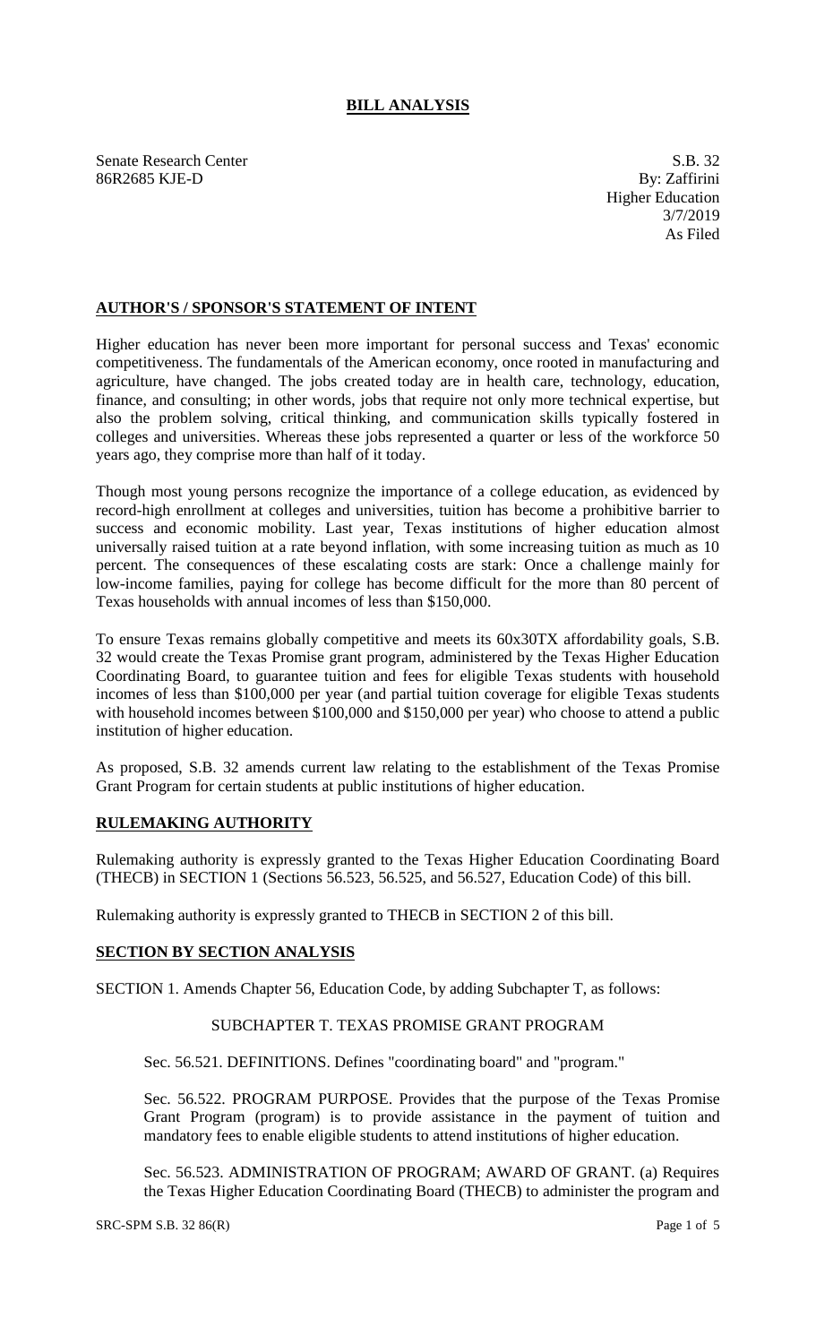# BILL ANALYSIS

Senate Research Center
86R2685 KJE-D

S.B. 32
By: Zaffirini
Higher Education
3/7/2019
As Filed

## AUTHOR'S / SPONSOR'S STATEMENT OF INTENT

Higher education has never been more important for personal success and Texas' economic competitiveness. The fundamentals of the American economy, once rooted in manufacturing and agriculture, have changed. The jobs created today are in health care, technology, education, finance, and consulting; in other words, jobs that require not only more technical expertise, but also the problem solving, critical thinking, and communication skills typically fostered in colleges and universities. Whereas these jobs represented a quarter or less of the workforce 50 years ago, they comprise more than half of it today.

Though most young persons recognize the importance of a college education, as evidenced by record-high enrollment at colleges and universities, tuition has become a prohibitive barrier to success and economic mobility. Last year, Texas institutions of higher education almost universally raised tuition at a rate beyond inflation, with some increasing tuition as much as 10 percent. The consequences of these escalating costs are stark: Once a challenge mainly for low-income families, paying for college has become difficult for the more than 80 percent of Texas households with annual incomes of less than $150,000.

To ensure Texas remains globally competitive and meets its 60x30TX affordability goals, S.B. 32 would create the Texas Promise grant program, administered by the Texas Higher Education Coordinating Board, to guarantee tuition and fees for eligible Texas students with household incomes of less than $100,000 per year (and partial tuition coverage for eligible Texas students with household incomes between $100,000 and $150,000 per year) who choose to attend a public institution of higher education.

As proposed, S.B. 32 amends current law relating to the establishment of the Texas Promise Grant Program for certain students at public institutions of higher education.

## RULEMAKING AUTHORITY

Rulemaking authority is expressly granted to the Texas Higher Education Coordinating Board (THECB) in SECTION 1 (Sections 56.523, 56.525, and 56.527, Education Code) of this bill.

Rulemaking authority is expressly granted to THECB in SECTION 2 of this bill.

## SECTION BY SECTION ANALYSIS

SECTION 1. Amends Chapter 56, Education Code, by adding Subchapter T, as follows:

SUBCHAPTER T. TEXAS PROMISE GRANT PROGRAM

Sec. 56.521. DEFINITIONS. Defines "coordinating board" and "program."

Sec. 56.522. PROGRAM PURPOSE. Provides that the purpose of the Texas Promise Grant Program (program) is to provide assistance in the payment of tuition and mandatory fees to enable eligible students to attend institutions of higher education.

Sec. 56.523. ADMINISTRATION OF PROGRAM; AWARD OF GRANT. (a) Requires the Texas Higher Education Coordinating Board (THECB) to administer the program and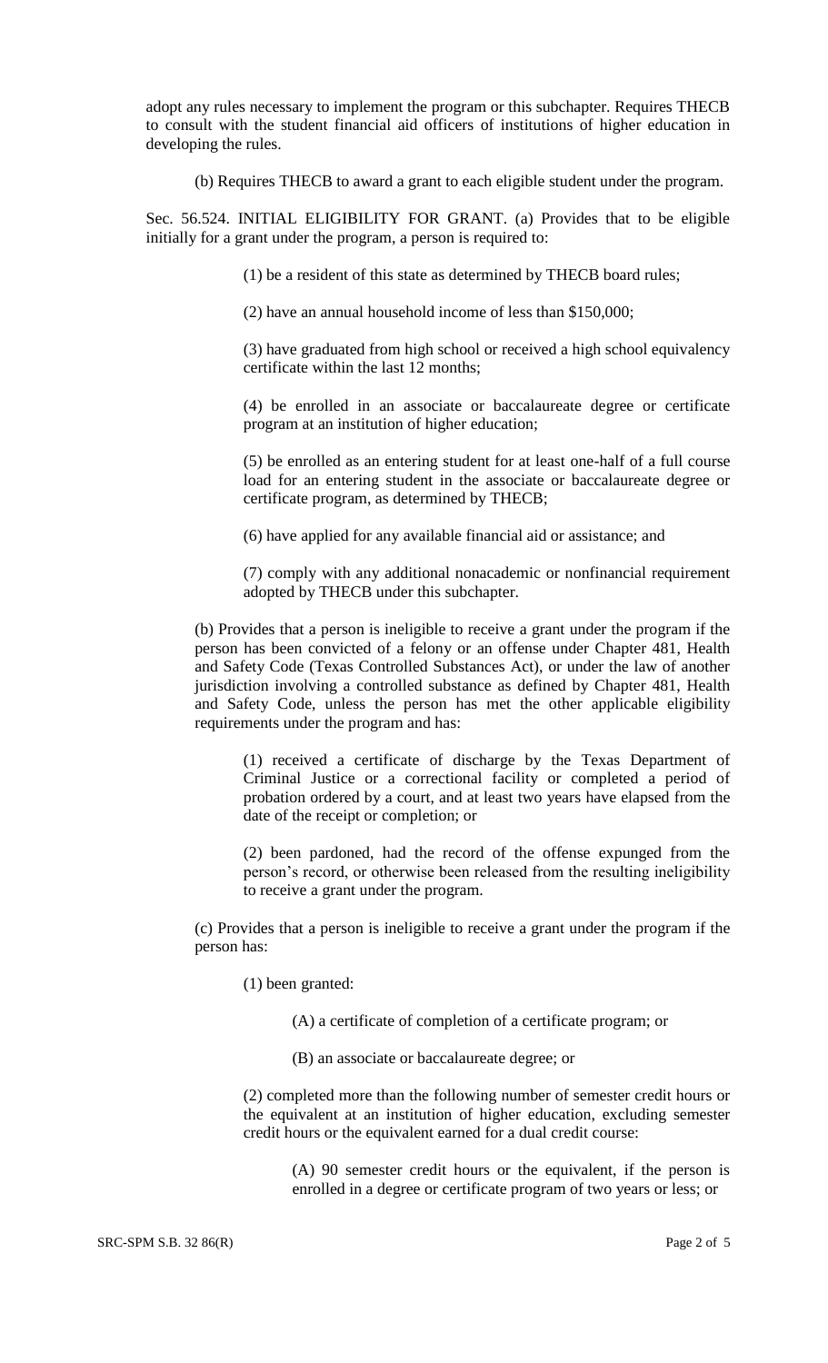adopt any rules necessary to implement the program or this subchapter. Requires THECB to consult with the student financial aid officers of institutions of higher education in developing the rules.

(b) Requires THECB to award a grant to each eligible student under the program.

Sec. 56.524. INITIAL ELIGIBILITY FOR GRANT. (a) Provides that to be eligible initially for a grant under the program, a person is required to:

(1) be a resident of this state as determined by THECB board rules;

(2) have an annual household income of less than $150,000;

(3) have graduated from high school or received a high school equivalency certificate within the last 12 months;

(4) be enrolled in an associate or baccalaureate degree or certificate program at an institution of higher education;

(5) be enrolled as an entering student for at least one-half of a full course load for an entering student in the associate or baccalaureate degree or certificate program, as determined by THECB;

(6) have applied for any available financial aid or assistance; and

(7) comply with any additional nonacademic or nonfinancial requirement adopted by THECB under this subchapter.

(b) Provides that a person is ineligible to receive a grant under the program if the person has been convicted of a felony or an offense under Chapter 481, Health and Safety Code (Texas Controlled Substances Act), or under the law of another jurisdiction involving a controlled substance as defined by Chapter 481, Health and Safety Code, unless the person has met the other applicable eligibility requirements under the program and has:

(1) received a certificate of discharge by the Texas Department of Criminal Justice or a correctional facility or completed a period of probation ordered by a court, and at least two years have elapsed from the date of the receipt or completion; or

(2) been pardoned, had the record of the offense expunged from the person's record, or otherwise been released from the resulting ineligibility to receive a grant under the program.

(c) Provides that a person is ineligible to receive a grant under the program if the person has:

(1) been granted:

(A) a certificate of completion of a certificate program; or

(B) an associate or baccalaureate degree; or

(2) completed more than the following number of semester credit hours or the equivalent at an institution of higher education, excluding semester credit hours or the equivalent earned for a dual credit course:

(A) 90 semester credit hours or the equivalent, if the person is enrolled in a degree or certificate program of two years or less; or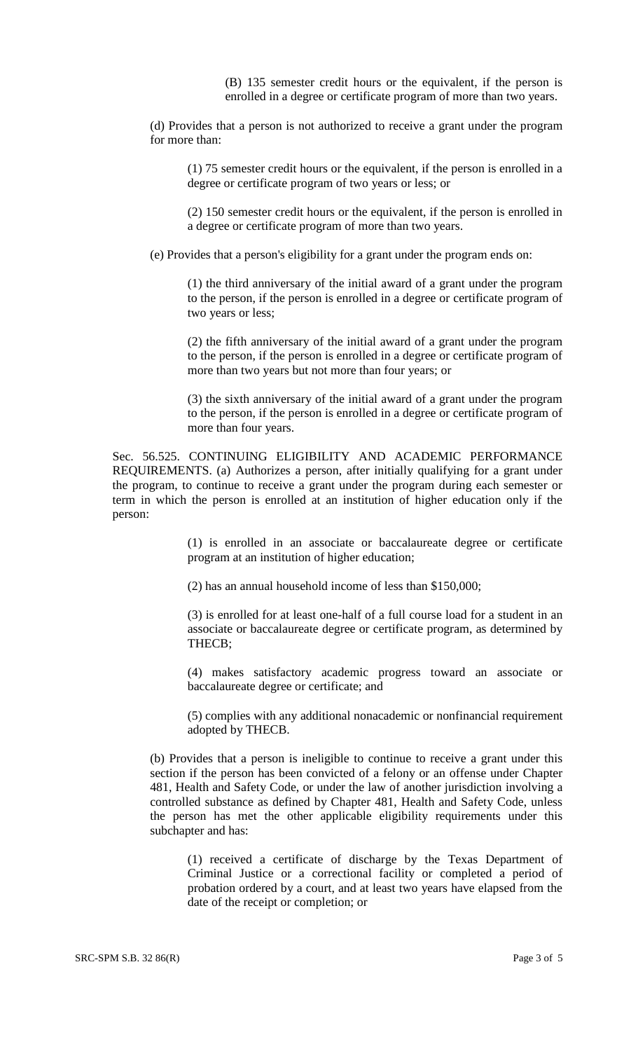(B) 135 semester credit hours or the equivalent, if the person is enrolled in a degree or certificate program of more than two years.

(d) Provides that a person is not authorized to receive a grant under the program for more than:

(1) 75 semester credit hours or the equivalent, if the person is enrolled in a degree or certificate program of two years or less; or

(2) 150 semester credit hours or the equivalent, if the person is enrolled in a degree or certificate program of more than two years.

(e) Provides that a person's eligibility for a grant under the program ends on:

(1) the third anniversary of the initial award of a grant under the program to the person, if the person is enrolled in a degree or certificate program of two years or less;

(2) the fifth anniversary of the initial award of a grant under the program to the person, if the person is enrolled in a degree or certificate program of more than two years but not more than four years; or

(3) the sixth anniversary of the initial award of a grant under the program to the person, if the person is enrolled in a degree or certificate program of more than four years.

Sec. 56.525. CONTINUING ELIGIBILITY AND ACADEMIC PERFORMANCE REQUIREMENTS. (a) Authorizes a person, after initially qualifying for a grant under the program, to continue to receive a grant under the program during each semester or term in which the person is enrolled at an institution of higher education only if the person:

(1) is enrolled in an associate or baccalaureate degree or certificate program at an institution of higher education;

(2) has an annual household income of less than $150,000;

(3) is enrolled for at least one-half of a full course load for a student in an associate or baccalaureate degree or certificate program, as determined by THECB;

(4) makes satisfactory academic progress toward an associate or baccalaureate degree or certificate; and

(5) complies with any additional nonacademic or nonfinancial requirement adopted by THECB.

(b) Provides that a person is ineligible to continue to receive a grant under this section if the person has been convicted of a felony or an offense under Chapter 481, Health and Safety Code, or under the law of another jurisdiction involving a controlled substance as defined by Chapter 481, Health and Safety Code, unless the person has met the other applicable eligibility requirements under this subchapter and has:

(1) received a certificate of discharge by the Texas Department of Criminal Justice or a correctional facility or completed a period of probation ordered by a court, and at least two years have elapsed from the date of the receipt or completion; or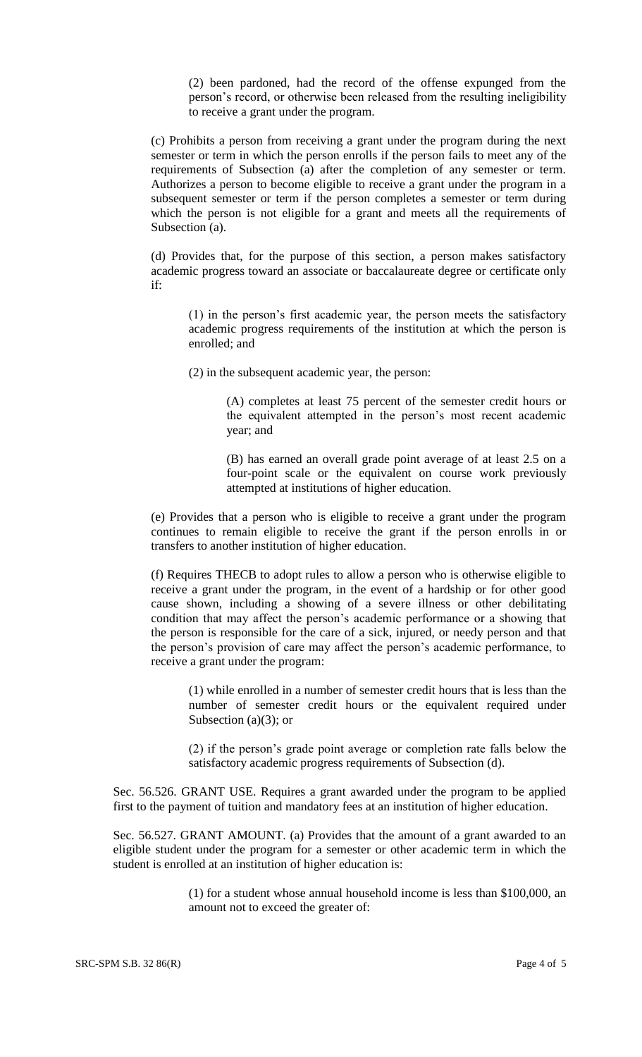(2) been pardoned, had the record of the offense expunged from the person's record, or otherwise been released from the resulting ineligibility to receive a grant under the program.

(c) Prohibits a person from receiving a grant under the program during the next semester or term in which the person enrolls if the person fails to meet any of the requirements of Subsection (a) after the completion of any semester or term. Authorizes a person to become eligible to receive a grant under the program in a subsequent semester or term if the person completes a semester or term during which the person is not eligible for a grant and meets all the requirements of Subsection (a).

(d) Provides that, for the purpose of this section, a person makes satisfactory academic progress toward an associate or baccalaureate degree or certificate only if:

(1) in the person's first academic year, the person meets the satisfactory academic progress requirements of the institution at which the person is enrolled; and

(2) in the subsequent academic year, the person:

(A) completes at least 75 percent of the semester credit hours or the equivalent attempted in the person's most recent academic year; and

(B) has earned an overall grade point average of at least 2.5 on a four-point scale or the equivalent on course work previously attempted at institutions of higher education.

(e) Provides that a person who is eligible to receive a grant under the program continues to remain eligible to receive the grant if the person enrolls in or transfers to another institution of higher education.

(f) Requires THECB to adopt rules to allow a person who is otherwise eligible to receive a grant under the program, in the event of a hardship or for other good cause shown, including a showing of a severe illness or other debilitating condition that may affect the person's academic performance or a showing that the person is responsible for the care of a sick, injured, or needy person and that the person's provision of care may affect the person's academic performance, to receive a grant under the program:

(1) while enrolled in a number of semester credit hours that is less than the number of semester credit hours or the equivalent required under Subsection (a)(3); or

(2) if the person's grade point average or completion rate falls below the satisfactory academic progress requirements of Subsection (d).

Sec. 56.526. GRANT USE. Requires a grant awarded under the program to be applied first to the payment of tuition and mandatory fees at an institution of higher education.

Sec. 56.527. GRANT AMOUNT. (a) Provides that the amount of a grant awarded to an eligible student under the program for a semester or other academic term in which the student is enrolled at an institution of higher education is:

(1) for a student whose annual household income is less than $100,000, an amount not to exceed the greater of: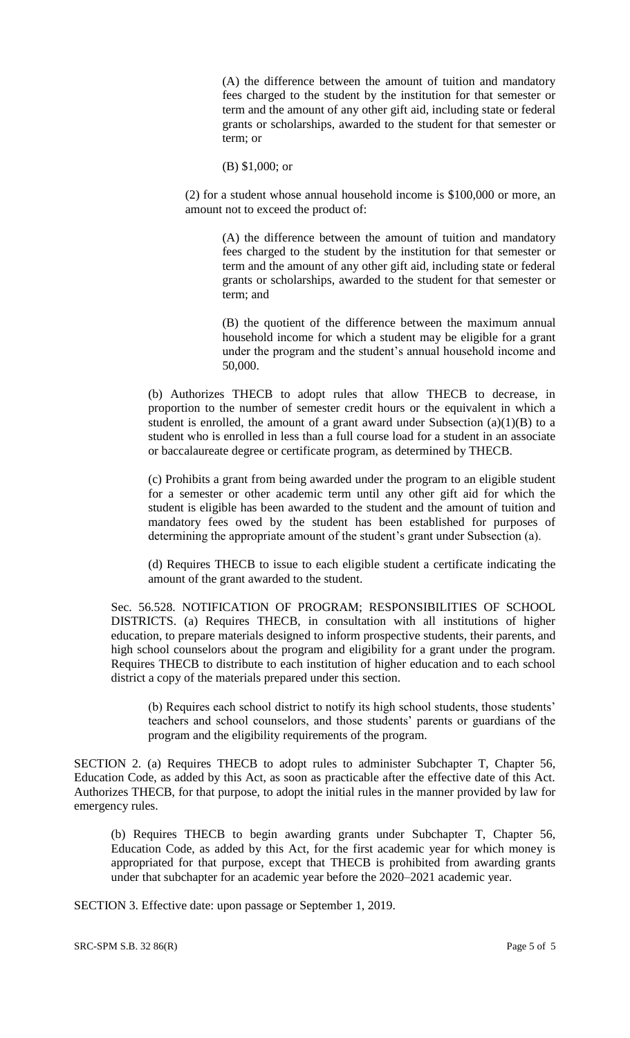(A) the difference between the amount of tuition and mandatory fees charged to the student by the institution for that semester or term and the amount of any other gift aid, including state or federal grants or scholarships, awarded to the student for that semester or term; or

(B) $1,000; or

(2) for a student whose annual household income is $100,000 or more, an amount not to exceed the product of:

(A) the difference between the amount of tuition and mandatory fees charged to the student by the institution for that semester or term and the amount of any other gift aid, including state or federal grants or scholarships, awarded to the student for that semester or term; and

(B) the quotient of the difference between the maximum annual household income for which a student may be eligible for a grant under the program and the student's annual household income and 50,000.

(b) Authorizes THECB to adopt rules that allow THECB to decrease, in proportion to the number of semester credit hours or the equivalent in which a student is enrolled, the amount of a grant award under Subsection (a)(1)(B) to a student who is enrolled in less than a full course load for a student in an associate or baccalaureate degree or certificate program, as determined by THECB.

(c) Prohibits a grant from being awarded under the program to an eligible student for a semester or other academic term until any other gift aid for which the student is eligible has been awarded to the student and the amount of tuition and mandatory fees owed by the student has been established for purposes of determining the appropriate amount of the student's grant under Subsection (a).

(d) Requires THECB to issue to each eligible student a certificate indicating the amount of the grant awarded to the student.

Sec. 56.528. NOTIFICATION OF PROGRAM; RESPONSIBILITIES OF SCHOOL DISTRICTS. (a) Requires THECB, in consultation with all institutions of higher education, to prepare materials designed to inform prospective students, their parents, and high school counselors about the program and eligibility for a grant under the program. Requires THECB to distribute to each institution of higher education and to each school district a copy of the materials prepared under this section.

(b) Requires each school district to notify its high school students, those students' teachers and school counselors, and those students' parents or guardians of the program and the eligibility requirements of the program.

SECTION 2. (a) Requires THECB to adopt rules to administer Subchapter T, Chapter 56, Education Code, as added by this Act, as soon as practicable after the effective date of this Act. Authorizes THECB, for that purpose, to adopt the initial rules in the manner provided by law for emergency rules.

(b) Requires THECB to begin awarding grants under Subchapter T, Chapter 56, Education Code, as added by this Act, for the first academic year for which money is appropriated for that purpose, except that THECB is prohibited from awarding grants under that subchapter for an academic year before the 2020–2021 academic year.

SECTION 3. Effective date: upon passage or September 1, 2019.